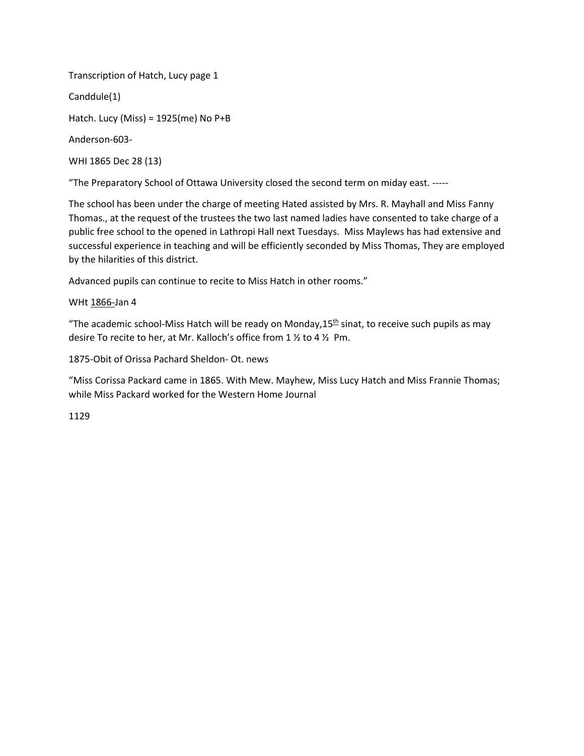Transcription of Hatch, Lucy page 1

Canddule(1)

Hatch. Lucy (Miss) = 1925(me) No P+B

Anderson-603-

WHI 1865 Dec 28 (13)

"The Preparatory School of Ottawa University closed the second term on miday east. -----

The school has been under the charge of meeting Hated assisted by Mrs. R. Mayhall and Miss Fanny Thomas., at the request of the trustees the two last named ladies have consented to take charge of a public free school to the opened in Lathropi Hall next Tuesdays. Miss Maylews has had extensive and successful experience in teaching and will be efficiently seconded by Miss Thomas, They are employed by the hilarities of this district.

Advanced pupils can continue to recite to Miss Hatch in other rooms."

WHt <u>1866-</u>Jan 4

"The academic school-Miss Hatch will be ready on Monday,15th sinat, to receive such pupils as may desire To recite to her, at Mr. Kalloch's office from 1 ½ to 4 ½ Pm.

1875-Obit of Orissa Pachard Sheldon- Ot. news

"Miss Corissa Packard came in 1865. With Mew. Mayhew, Miss Lucy Hatch and Miss Frannie Thomas; while Miss Packard worked for the Western Home Journal

1129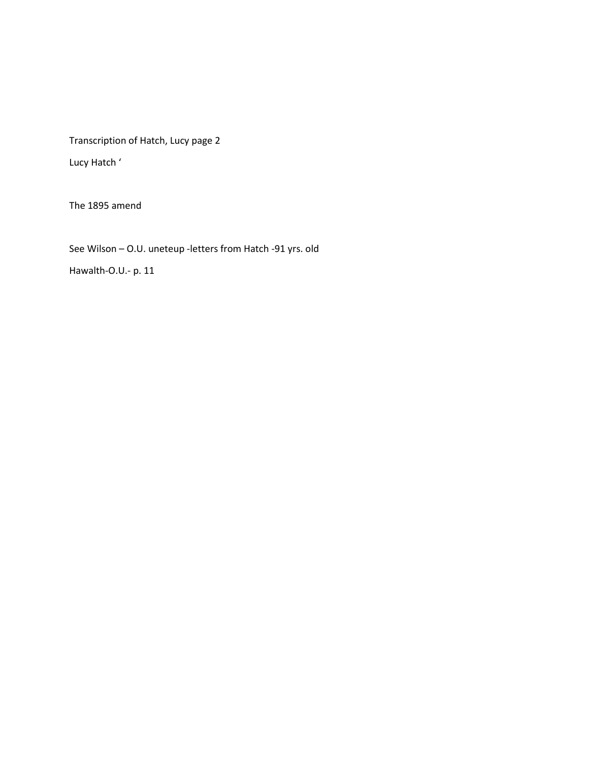Transcription of Hatch, Lucy page 2

Lucy Hatch ‘

The 1895 amend

See Wilson – O.U. uneteup -letters from Hatch -91 yrs. old

Hawalth-O.U.- p. 11